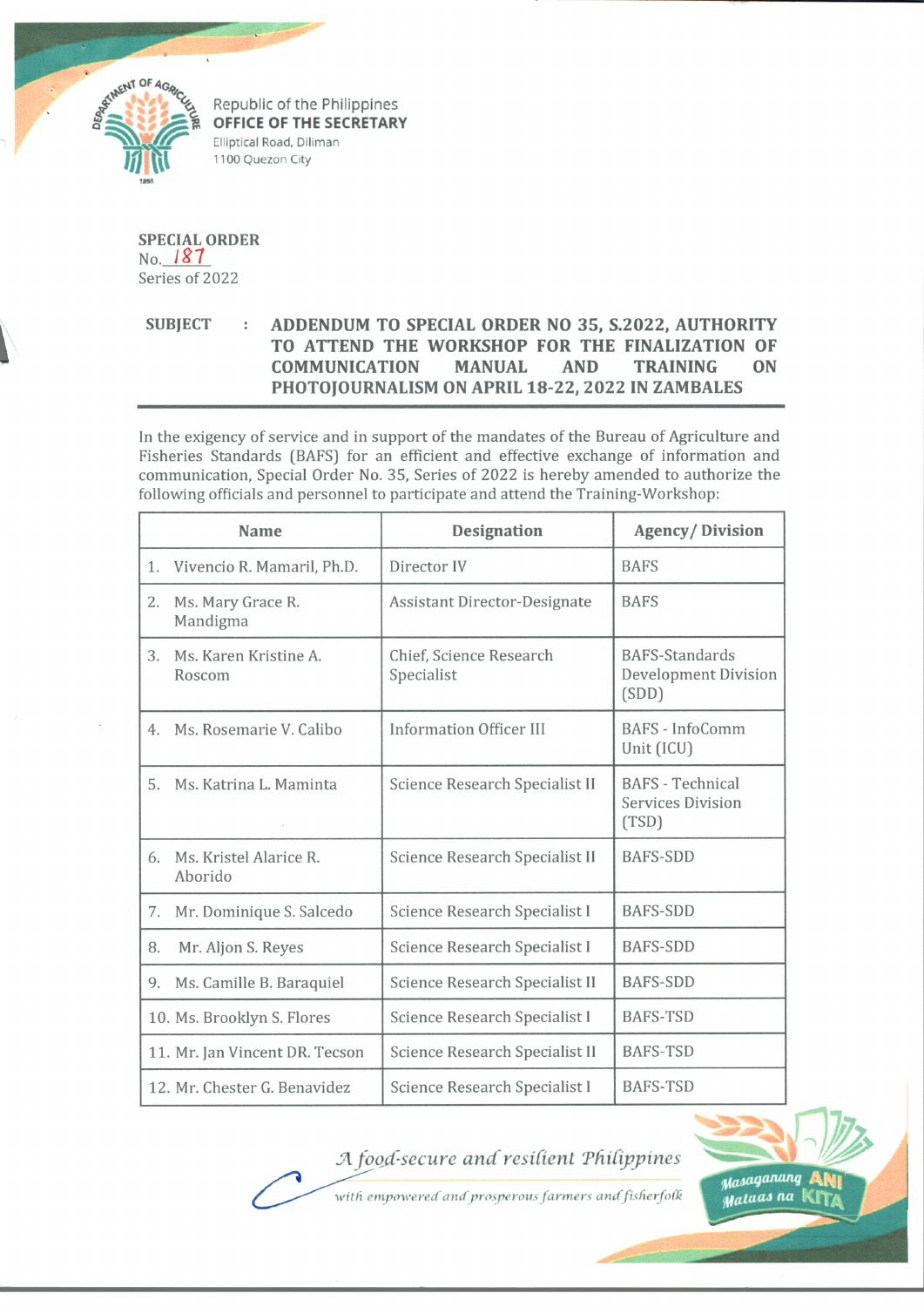Republic of the Philippines
**OFFICE OF THE SECRETARY**
Elliptical Road, Diliman
1100 Quezon City

**SPECIAL ORDER**
No. 187
Series of 2022

**SUBJECT : ADDENDUM TO SPECIAL ORDER NO 35, S.2022, AUTHORITY TO ATTEND THE WORKSHOP FOR THE FINALIZATION OF COMMUNICATION MANUAL AND TRAINING ON PHOTOJOURNALISM ON APRIL 18-22, 2022 IN ZAMBALES**

In the exigency of service and in support of the mandates of the Bureau of Agriculture and Fisheries Standards (BAFS) for an efficient and effective exchange of information and communication, Special Order No. 35, Series of 2022 is hereby amended to authorize the following officials and personnel to participate and attend the Training-Workshop:

| Name | Designation | Agency/ Division |
|---|---|---|
| 1. Vivencio R. Mamaril, Ph.D. | Director IV | BAFS |
| 2. Ms. Mary Grace R. Mandigma | Assistant Director-Designate | BAFS |
| 3. Ms. Karen Kristine A. Roscom | Chief, Science Research Specialist | BAFS-Standards Development Division (SDD) |
| 4. Ms. Rosemarie V. Calibo | Information Officer III | BAFS - InfoComm Unit (ICU) |
| 5. Ms. Katrina L. Maminta | Science Research Specialist II | BAFS - Technical Services Division (TSD) |
| 6. Ms. Kristel Alarice R. Aborido | Science Research Specialist II | BAFS-SDD |
| 7. Mr. Dominique S. Salcedo | Science Research Specialist I | BAFS-SDD |
| 8. Mr. Aljon S. Reyes | Science Research Specialist I | BAFS-SDD |
| 9. Ms. Camille B. Baraquiel | Science Research Specialist II | BAFS-SDD |
| 10. Ms. Brooklyn S. Flores | Science Research Specialist I | BAFS-TSD |
| 11. Mr. Jan Vincent DR. Tecson | Science Research Specialist II | BAFS-TSD |
| 12. Mr. Chester G. Benavidez | Science Research Specialist I | BAFS-TSD |

*A food-secure and resilient Philippines with empowered and prosperous farmers and fisherfolk*

Masaganang ANI Mataas na KITA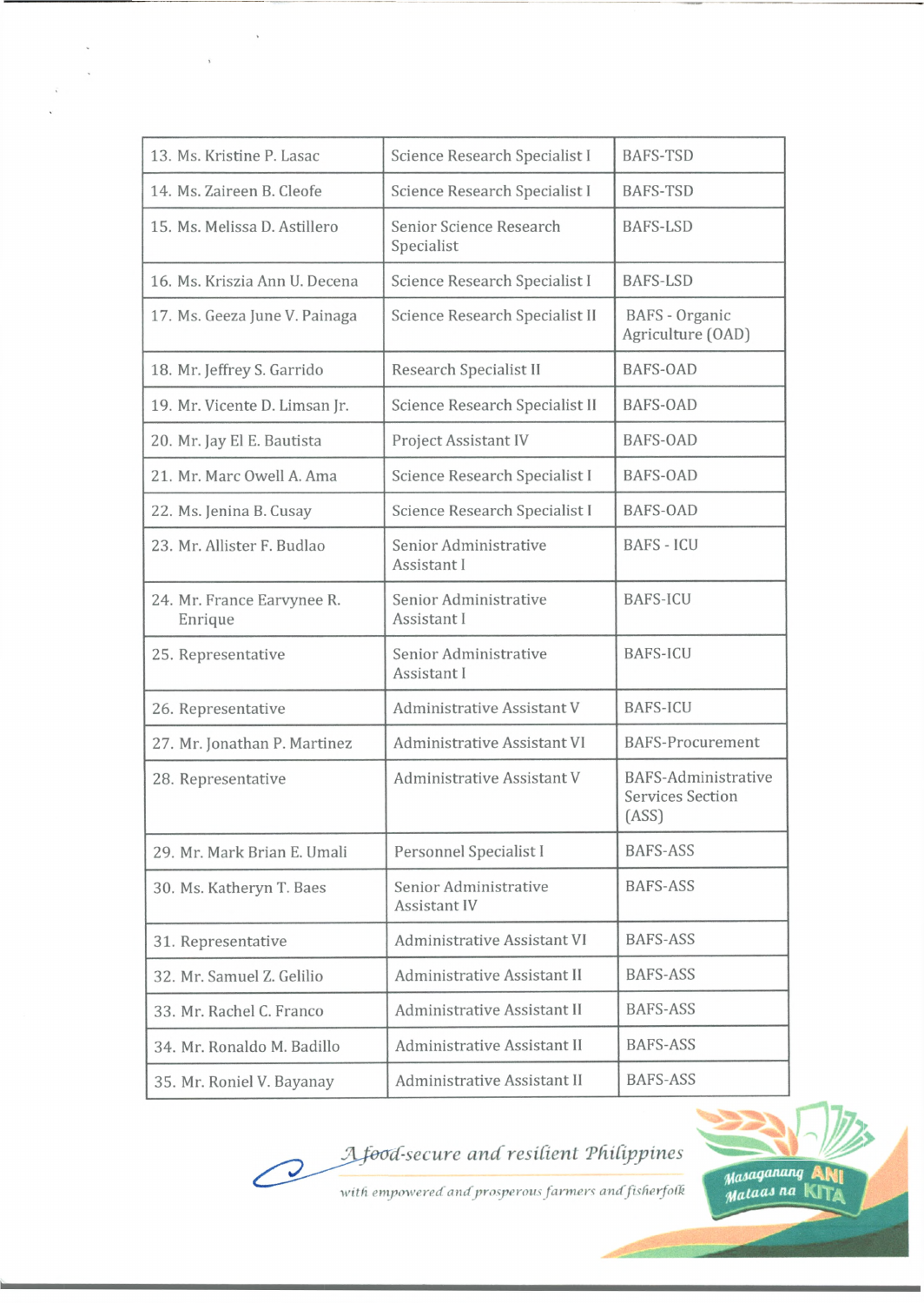| | | |
|---|---|---|
| 13. Ms. Kristine P. Lasac | Science Research Specialist I | BAFS-TSD |
| 14. Ms. Zaireen B. Cleofe | Science Research Specialist I | BAFS-TSD |
| 15. Ms. Melissa D. Astillero | Senior Science Research Specialist | BAFS-LSD |
| 16. Ms. Kriszia Ann U. Decena | Science Research Specialist I | BAFS-LSD |
| 17. Ms. Geeza June V. Painaga | Science Research Specialist II | BAFS - Organic Agriculture (OAD) |
| 18. Mr. Jeffrey S. Garrido | Research Specialist II | BAFS-OAD |
| 19. Mr. Vicente D. Limsan Jr. | Science Research Specialist II | BAFS-OAD |
| 20. Mr. Jay El E. Bautista | Project Assistant IV | BAFS-OAD |
| 21. Mr. Marc Owell A. Ama | Science Research Specialist I | BAFS-OAD |
| 22. Ms. Jenina B. Cusay | Science Research Specialist I | BAFS-OAD |
| 23. Mr. Allister F. Budlao | Senior Administrative Assistant I | BAFS - ICU |
| 24. Mr. France Earvynee R. Enrique | Senior Administrative Assistant I | BAFS-ICU |
| 25. Representative | Senior Administrative Assistant I | BAFS-ICU |
| 26. Representative | Administrative Assistant V | BAFS-ICU |
| 27. Mr. Jonathan P. Martinez | Administrative Assistant VI | BAFS-Procurement |
| 28. Representative | Administrative Assistant V | BAFS-Administrative Services Section (ASS) |
| 29. Mr. Mark Brian E. Umali | Personnel Specialist I | BAFS-ASS |
| 30. Ms. Katheryn T. Baes | Senior Administrative Assistant IV | BAFS-ASS |
| 31. Representative | Administrative Assistant VI | BAFS-ASS |
| 32. Mr. Samuel Z. Gelilio | Administrative Assistant II | BAFS-ASS |
| 33. Mr. Rachel C. Franco | Administrative Assistant II | BAFS-ASS |
| 34. Mr. Ronaldo M. Badillo | Administrative Assistant II | BAFS-ASS |
| 35. Mr. Roniel V. Bayanay | Administrative Assistant II | BAFS-ASS |

*A food-secure and resilient Philippines with empowered and prosperous farmers and fisherfolk*

Masaganang ANI Mataas na KITA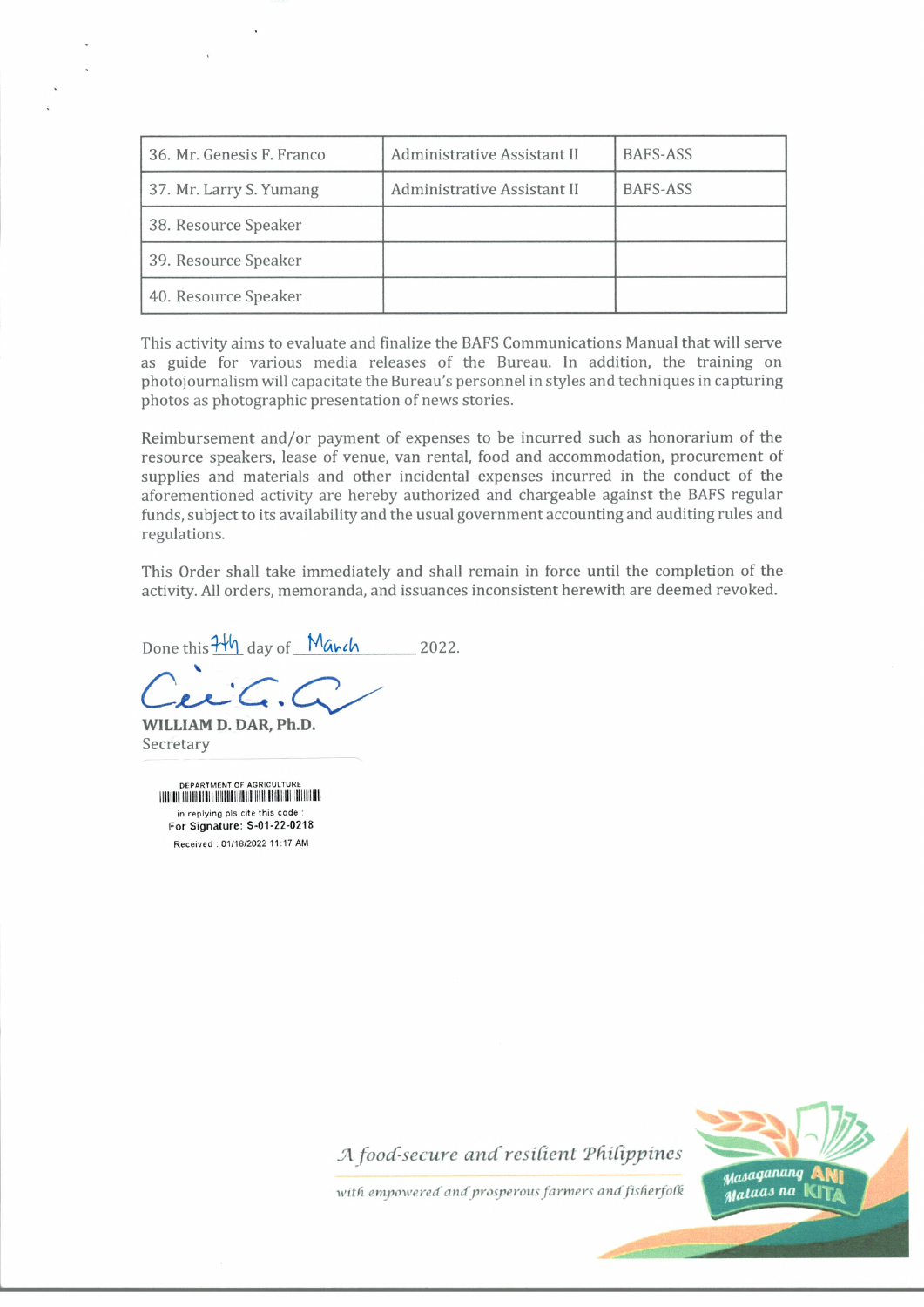| | | |
|---|---|---|
| 36. Mr. Genesis F. Franco | Administrative Assistant II | BAFS-ASS |
| 37. Mr. Larry S. Yumang | Administrative Assistant II | BAFS-ASS |
| 38. Resource Speaker | | |
| 39. Resource Speaker | | |
| 40. Resource Speaker | | |

This activity aims to evaluate and finalize the BAFS Communications Manual that will serve as guide for various media releases of the Bureau. In addition, the training on photojournalism will capacitate the Bureau's personnel in styles and techniques in capturing photos as photographic presentation of news stories.

Reimbursement and/or payment of expenses to be incurred such as honorarium of the resource speakers, lease of venue, van rental, food and accommodation, procurement of supplies and materials and other incidental expenses incurred in the conduct of the aforementioned activity are hereby authorized and chargeable against the BAFS regular funds, subject to its availability and the usual government accounting and auditing rules and regulations.

This Order shall take immediately and shall remain in force until the completion of the activity. All orders, memoranda, and issuances inconsistent herewith are deemed revoked.

Done this 7th day of March 2022.

**WILLIAM D. DAR, Ph.D.**
Secretary

DEPARTMENT OF AGRICULTURE
in replying pls cite this code :
For Signature: S-01-22-0218
Received : 01/18/2022 11:17 AM

*A food-secure and resilient Philippines*

*with empowered and prosperous farmers and fisherfolk*

Masaganang ANI Mataas na KITA